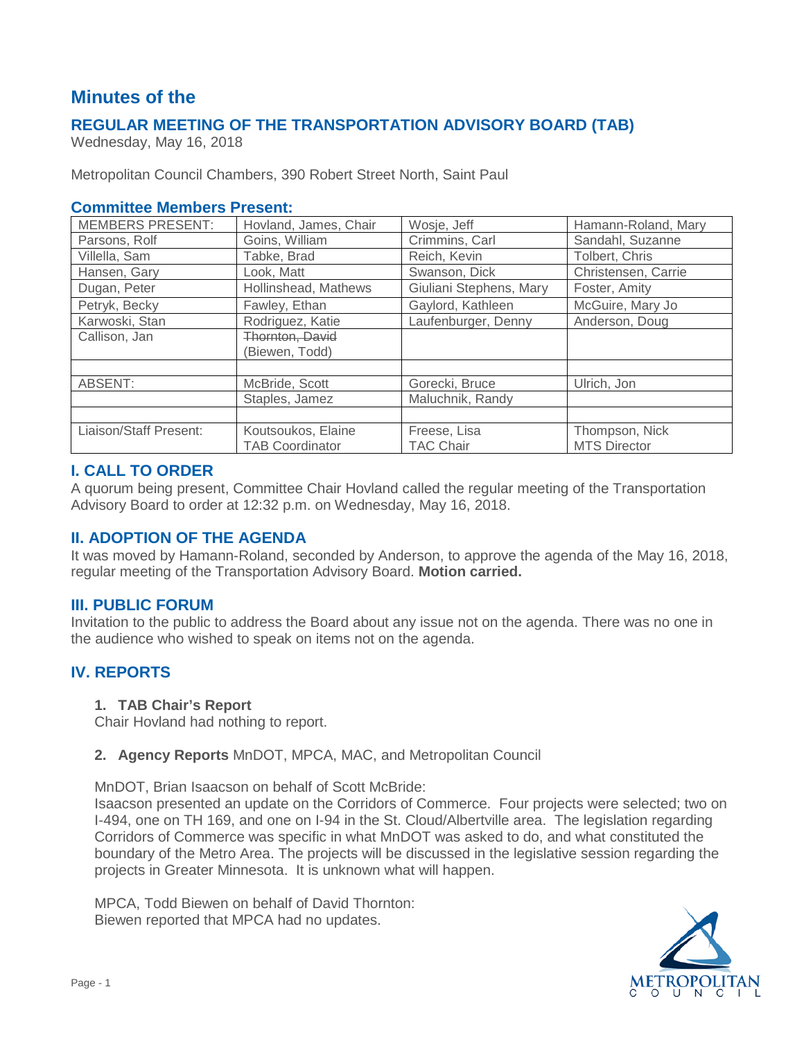# Minutes of the

## REGULAR MEETING OF THE TRANSPORTATION ADVISORY BOARD (TAB)

Wednesday, May 16, 2018

Metropolitan Council Chambers, 390 Robert Street North, Saint Paul

### Committee Members Present:

| MEMBERS PRESENT: | Hovland, James, Chair | Wosje, Jeff | Hamann-Roland, Mary |
|---|---|---|---|
| Parsons, Rolf | Goins, William | Crimmins, Carl | Sandahl, Suzanne |
| Villella, Sam | Tabke, Brad | Reich, Kevin | Tolbert, Chris |
| Hansen, Gary | Look, Matt | Swanson, Dick | Christensen, Carrie |
| Dugan, Peter | Hollinshead, Mathews | Giuliani Stephens, Mary | Foster, Amity |
| Petryk, Becky | Fawley, Ethan | Gaylord, Kathleen | McGuire, Mary Jo |
| Karwoski, Stan | Rodriguez, Katie | Laufenburger, Denny | Anderson, Doug |
| Callison, Jan | ~~Thornton, David~~ (Biewen, Todd) | | |
| | | | |
| ABSENT: | McBride, Scott | Gorecki, Bruce | Ulrich, Jon |
| | Staples, Jamez | Maluchnik, Randy | |
| | | | |
| Liaison/Staff Present: | Koutsoukos, Elaine TAB Coordinator | Freese, Lisa TAC Chair | Thompson, Nick MTS Director |

### I. CALL TO ORDER

A quorum being present, Committee Chair Hovland called the regular meeting of the Transportation Advisory Board to order at 12:32 p.m. on Wednesday, May 16, 2018.

### II. ADOPTION OF THE AGENDA

It was moved by Hamann-Roland, seconded by Anderson, to approve the agenda of the May 16, 2018, regular meeting of the Transportation Advisory Board. **Motion carried.**

### III. PUBLIC FORUM

Invitation to the public to address the Board about any issue not on the agenda. There was no one in the audience who wished to speak on items not on the agenda.

### IV. REPORTS

**1. TAB Chair's Report**

Chair Hovland had nothing to report.

**2. Agency Reports** MnDOT, MPCA, MAC, and Metropolitan Council

MnDOT, Brian Isaacson on behalf of Scott McBride:
Isaacson presented an update on the Corridors of Commerce. Four projects were selected; two on I-494, one on TH 169, and one on I-94 in the St. Cloud/Albertville area. The legislation regarding Corridors of Commerce was specific in what MnDOT was asked to do, and what constituted the boundary of the Metro Area. The projects will be discussed in the legislative session regarding the projects in Greater Minnesota. It is unknown what will happen.

MPCA, Todd Biewen on behalf of David Thornton:
Biewen reported that MPCA had no updates.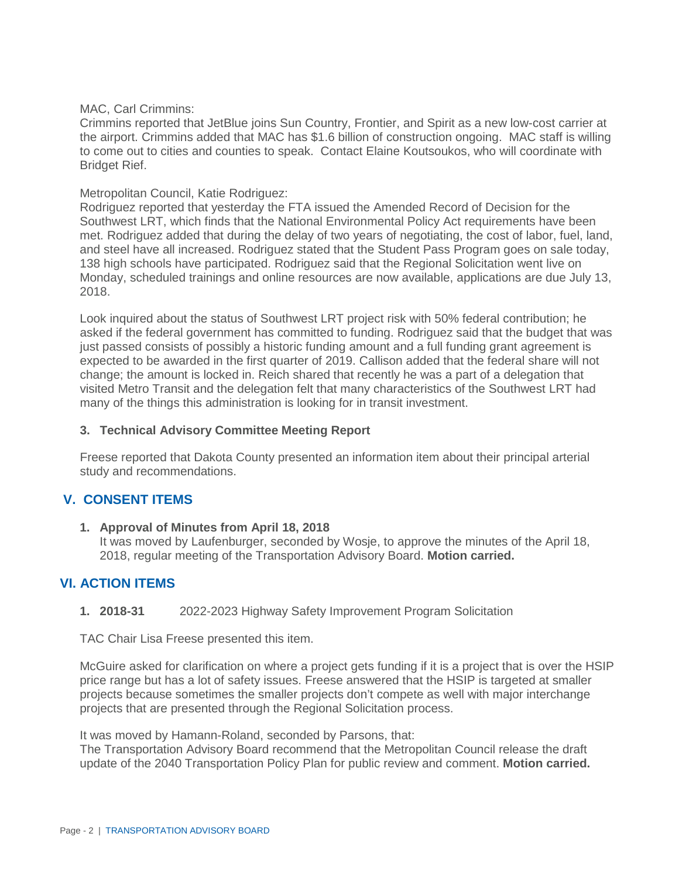MAC, Carl Crimmins:

Crimmins reported that JetBlue joins Sun Country, Frontier, and Spirit as a new low-cost carrier at the airport. Crimmins added that MAC has $1.6 billion of construction ongoing. MAC staff is willing to come out to cities and counties to speak. Contact Elaine Koutsoukos, who will coordinate with Bridget Rief.

Metropolitan Council, Katie Rodriguez:

Rodriguez reported that yesterday the FTA issued the Amended Record of Decision for the Southwest LRT, which finds that the National Environmental Policy Act requirements have been met. Rodriguez added that during the delay of two years of negotiating, the cost of labor, fuel, land, and steel have all increased. Rodriguez stated that the Student Pass Program goes on sale today, 138 high schools have participated. Rodriguez said that the Regional Solicitation went live on Monday, scheduled trainings and online resources are now available, applications are due July 13, 2018.

Look inquired about the status of Southwest LRT project risk with 50% federal contribution; he asked if the federal government has committed to funding. Rodriguez said that the budget that was just passed consists of possibly a historic funding amount and a full funding grant agreement is expected to be awarded in the first quarter of 2019. Callison added that the federal share will not change; the amount is locked in. Reich shared that recently he was a part of a delegation that visited Metro Transit and the delegation felt that many characteristics of the Southwest LRT had many of the things this administration is looking for in transit investment.

### 3. Technical Advisory Committee Meeting Report

Freese reported that Dakota County presented an information item about their principal arterial study and recommendations.

## V. CONSENT ITEMS

1. **Approval of Minutes from April 18, 2018**
   It was moved by Laufenburger, seconded by Wosje, to approve the minutes of the April 18, 2018, regular meeting of the Transportation Advisory Board. **Motion carried.**

## VI. ACTION ITEMS

1. **2018-31** 2022-2023 Highway Safety Improvement Program Solicitation

TAC Chair Lisa Freese presented this item.

McGuire asked for clarification on where a project gets funding if it is a project that is over the HSIP price range but has a lot of safety issues. Freese answered that the HSIP is targeted at smaller projects because sometimes the smaller projects don't compete as well with major interchange projects that are presented through the Regional Solicitation process.

It was moved by Hamann-Roland, seconded by Parsons, that:
The Transportation Advisory Board recommend that the Metropolitan Council release the draft update of the 2040 Transportation Policy Plan for public review and comment. **Motion carried.**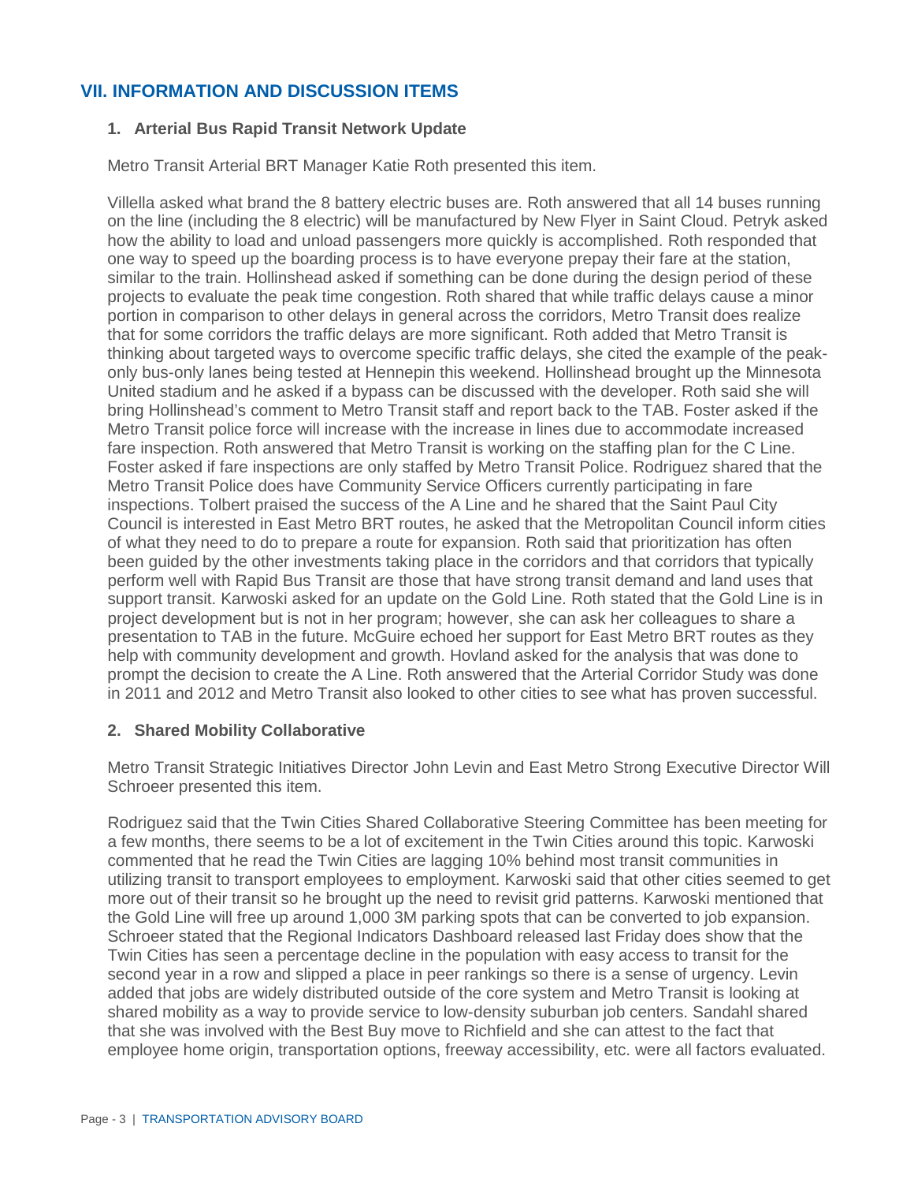## VII. INFORMATION AND DISCUSSION ITEMS

### 1. Arterial Bus Rapid Transit Network Update

Metro Transit Arterial BRT Manager Katie Roth presented this item.

Villella asked what brand the 8 battery electric buses are. Roth answered that all 14 buses running on the line (including the 8 electric) will be manufactured by New Flyer in Saint Cloud. Petryk asked how the ability to load and unload passengers more quickly is accomplished. Roth responded that one way to speed up the boarding process is to have everyone prepay their fare at the station, similar to the train. Hollinshead asked if something can be done during the design period of these projects to evaluate the peak time congestion. Roth shared that while traffic delays cause a minor portion in comparison to other delays in general across the corridors, Metro Transit does realize that for some corridors the traffic delays are more significant. Roth added that Metro Transit is thinking about targeted ways to overcome specific traffic delays, she cited the example of the peak-only bus-only lanes being tested at Hennepin this weekend. Hollinshead brought up the Minnesota United stadium and he asked if a bypass can be discussed with the developer. Roth said she will bring Hollinshead's comment to Metro Transit staff and report back to the TAB. Foster asked if the Metro Transit police force will increase with the increase in lines due to accommodate increased fare inspection. Roth answered that Metro Transit is working on the staffing plan for the C Line. Foster asked if fare inspections are only staffed by Metro Transit Police. Rodriguez shared that the Metro Transit Police does have Community Service Officers currently participating in fare inspections. Tolbert praised the success of the A Line and he shared that the Saint Paul City Council is interested in East Metro BRT routes, he asked that the Metropolitan Council inform cities of what they need to do to prepare a route for expansion. Roth said that prioritization has often been guided by the other investments taking place in the corridors and that corridors that typically perform well with Rapid Bus Transit are those that have strong transit demand and land uses that support transit. Karwoski asked for an update on the Gold Line. Roth stated that the Gold Line is in project development but is not in her program; however, she can ask her colleagues to share a presentation to TAB in the future. McGuire echoed her support for East Metro BRT routes as they help with community development and growth. Hovland asked for the analysis that was done to prompt the decision to create the A Line. Roth answered that the Arterial Corridor Study was done in 2011 and 2012 and Metro Transit also looked to other cities to see what has proven successful.

### 2. Shared Mobility Collaborative

Metro Transit Strategic Initiatives Director John Levin and East Metro Strong Executive Director Will Schroeer presented this item.

Rodriguez said that the Twin Cities Shared Collaborative Steering Committee has been meeting for a few months, there seems to be a lot of excitement in the Twin Cities around this topic. Karwoski commented that he read the Twin Cities are lagging 10% behind most transit communities in utilizing transit to transport employees to employment. Karwoski said that other cities seemed to get more out of their transit so he brought up the need to revisit grid patterns. Karwoski mentioned that the Gold Line will free up around 1,000 3M parking spots that can be converted to job expansion. Schroeer stated that the Regional Indicators Dashboard released last Friday does show that the Twin Cities has seen a percentage decline in the population with easy access to transit for the second year in a row and slipped a place in peer rankings so there is a sense of urgency. Levin added that jobs are widely distributed outside of the core system and Metro Transit is looking at shared mobility as a way to provide service to low-density suburban job centers. Sandahl shared that she was involved with the Best Buy move to Richfield and she can attest to the fact that employee home origin, transportation options, freeway accessibility, etc. were all factors evaluated.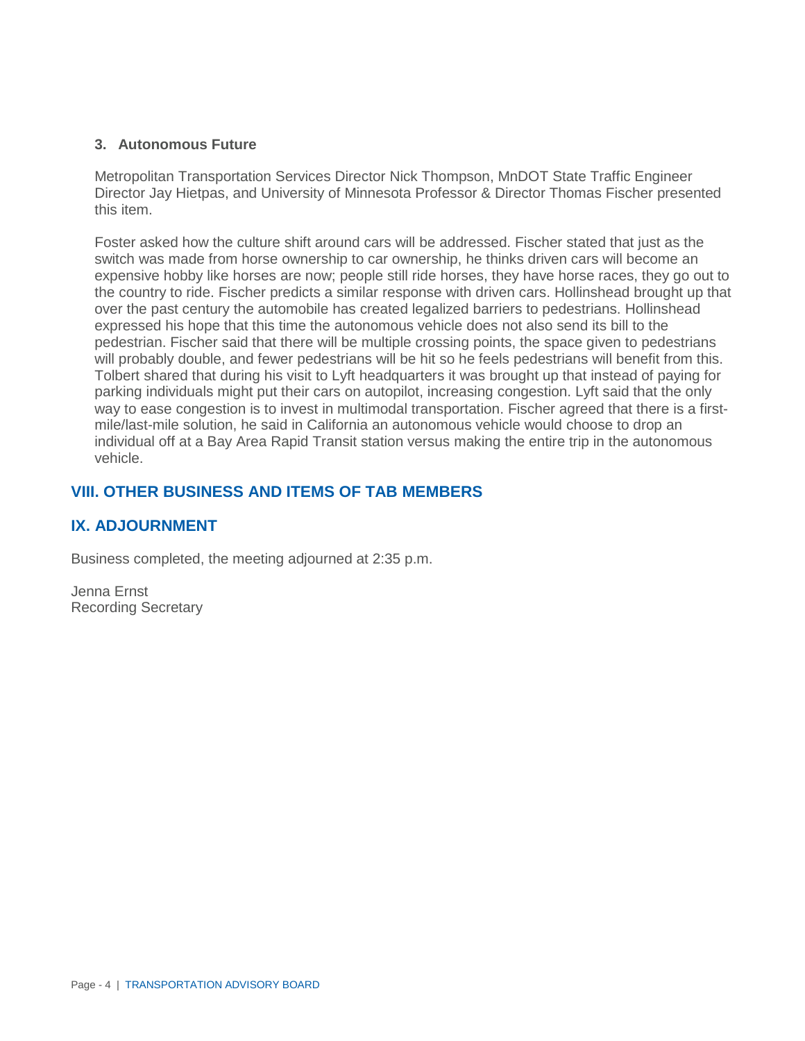### 3. Autonomous Future

Metropolitan Transportation Services Director Nick Thompson, MnDOT State Traffic Engineer Director Jay Hietpas, and University of Minnesota Professor & Director Thomas Fischer presented this item.

Foster asked how the culture shift around cars will be addressed. Fischer stated that just as the switch was made from horse ownership to car ownership, he thinks driven cars will become an expensive hobby like horses are now; people still ride horses, they have horse races, they go out to the country to ride. Fischer predicts a similar response with driven cars. Hollinshead brought up that over the past century the automobile has created legalized barriers to pedestrians. Hollinshead expressed his hope that this time the autonomous vehicle does not also send its bill to the pedestrian. Fischer said that there will be multiple crossing points, the space given to pedestrians will probably double, and fewer pedestrians will be hit so he feels pedestrians will benefit from this. Tolbert shared that during his visit to Lyft headquarters it was brought up that instead of paying for parking individuals might put their cars on autopilot, increasing congestion. Lyft said that the only way to ease congestion is to invest in multimodal transportation. Fischer agreed that there is a first-mile/last-mile solution, he said in California an autonomous vehicle would choose to drop an individual off at a Bay Area Rapid Transit station versus making the entire trip in the autonomous vehicle.

## VIII. OTHER BUSINESS AND ITEMS OF TAB MEMBERS

## IX. ADJOURNMENT

Business completed, the meeting adjourned at 2:35 p.m.

Jenna Ernst
Recording Secretary